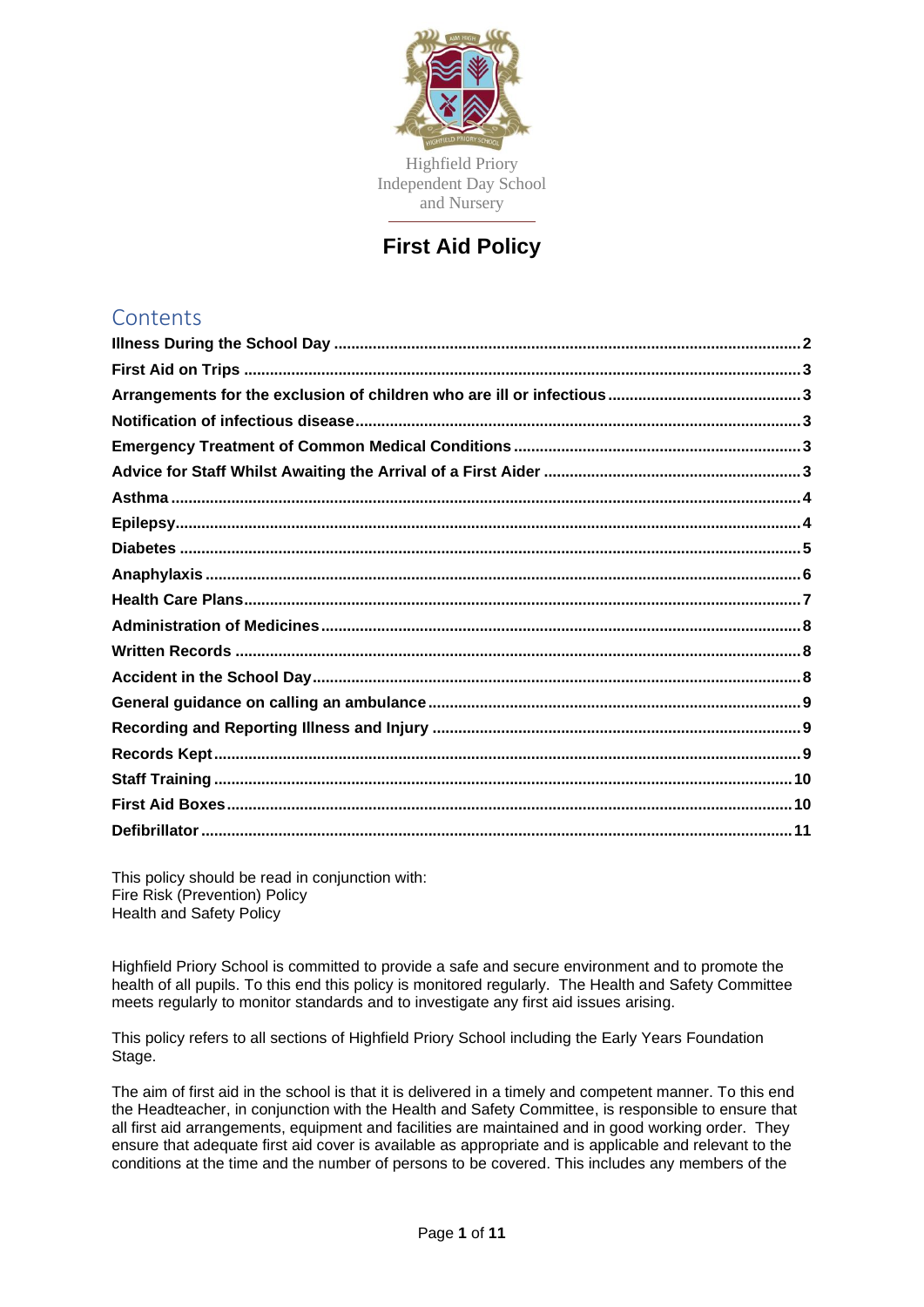Highfield Priory
Independent Day School
and Nursery

# First Aid Policy

## Contents

- Illness During the School Day ... 2
- First Aid on Trips ... 3
- Arrangements for the exclusion of children who are ill or infectious ... 3
- Notification of infectious disease ... 3
- Emergency Treatment of Common Medical Conditions ... 3
- Advice for Staff Whilst Awaiting the Arrival of a First Aider ... 3
- Asthma ... 4
- Epilepsy ... 4
- Diabetes ... 5
- Anaphylaxis ... 6
- Health Care Plans ... 7
- Administration of Medicines ... 8
- Written Records ... 8
- Accident in the School Day ... 8
- General guidance on calling an ambulance ... 9
- Recording and Reporting Illness and Injury ... 9
- Records Kept ... 9
- Staff Training ... 10
- First Aid Boxes ... 10
- Defibrillator ... 11

This policy should be read in conjunction with:
Fire Risk (Prevention) Policy
Health and Safety Policy

Highfield Priory School is committed to provide a safe and secure environment and to promote the health of all pupils. To this end this policy is monitored regularly. The Health and Safety Committee meets regularly to monitor standards and to investigate any first aid issues arising.

This policy refers to all sections of Highfield Priory School including the Early Years Foundation Stage.

The aim of first aid in the school is that it is delivered in a timely and competent manner. To this end the Headteacher, in conjunction with the Health and Safety Committee, is responsible to ensure that all first aid arrangements, equipment and facilities are maintained and in good working order. They ensure that adequate first aid cover is available as appropriate and is applicable and relevant to the conditions at the time and the number of persons to be covered. This includes any members of the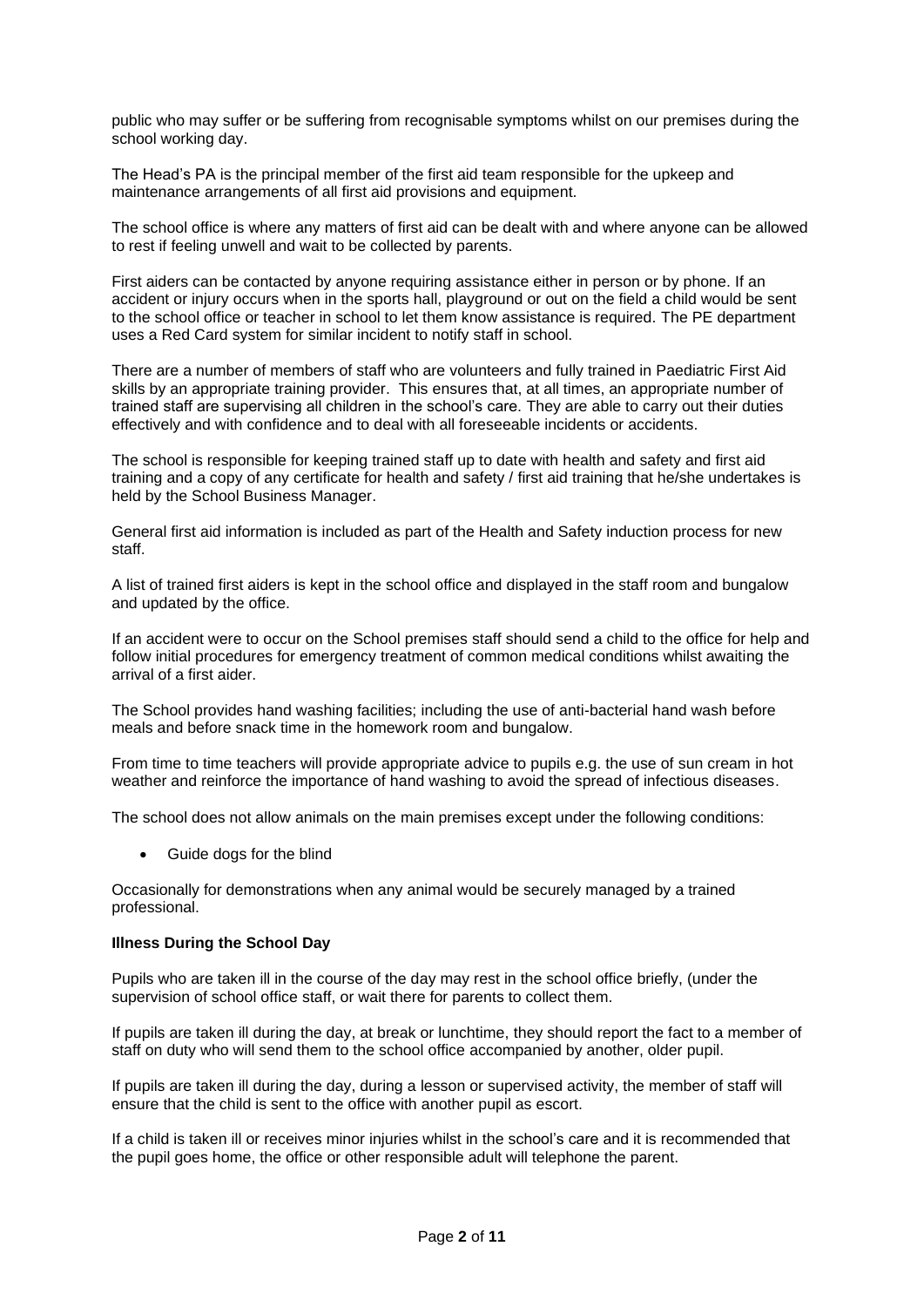public who may suffer or be suffering from recognisable symptoms whilst on our premises during the school working day.

The Head's PA is the principal member of the first aid team responsible for the upkeep and maintenance arrangements of all first aid provisions and equipment.

The school office is where any matters of first aid can be dealt with and where anyone can be allowed to rest if feeling unwell and wait to be collected by parents.

First aiders can be contacted by anyone requiring assistance either in person or by phone. If an accident or injury occurs when in the sports hall, playground or out on the field a child would be sent to the school office or teacher in school to let them know assistance is required. The PE department uses a Red Card system for similar incident to notify staff in school.

There are a number of members of staff who are volunteers and fully trained in Paediatric First Aid skills by an appropriate training provider. This ensures that, at all times, an appropriate number of trained staff are supervising all children in the school's care. They are able to carry out their duties effectively and with confidence and to deal with all foreseeable incidents or accidents.

The school is responsible for keeping trained staff up to date with health and safety and first aid training and a copy of any certificate for health and safety / first aid training that he/she undertakes is held by the School Business Manager.

General first aid information is included as part of the Health and Safety induction process for new staff.

A list of trained first aiders is kept in the school office and displayed in the staff room and bungalow and updated by the office.

If an accident were to occur on the School premises staff should send a child to the office for help and follow initial procedures for emergency treatment of common medical conditions whilst awaiting the arrival of a first aider.

The School provides hand washing facilities; including the use of anti-bacterial hand wash before meals and before snack time in the homework room and bungalow.

From time to time teachers will provide appropriate advice to pupils e.g. the use of sun cream in hot weather and reinforce the importance of hand washing to avoid the spread of infectious diseases.

The school does not allow animals on the main premises except under the following conditions:

- Guide dogs for the blind

Occasionally for demonstrations when any animal would be securely managed by a trained professional.

**Illness During the School Day**

Pupils who are taken ill in the course of the day may rest in the school office briefly, (under the supervision of school office staff, or wait there for parents to collect them.

If pupils are taken ill during the day, at break or lunchtime, they should report the fact to a member of staff on duty who will send them to the school office accompanied by another, older pupil.

If pupils are taken ill during the day, during a lesson or supervised activity, the member of staff will ensure that the child is sent to the office with another pupil as escort.

If a child is taken ill or receives minor injuries whilst in the school's care and it is recommended that the pupil goes home, the office or other responsible adult will telephone the parent.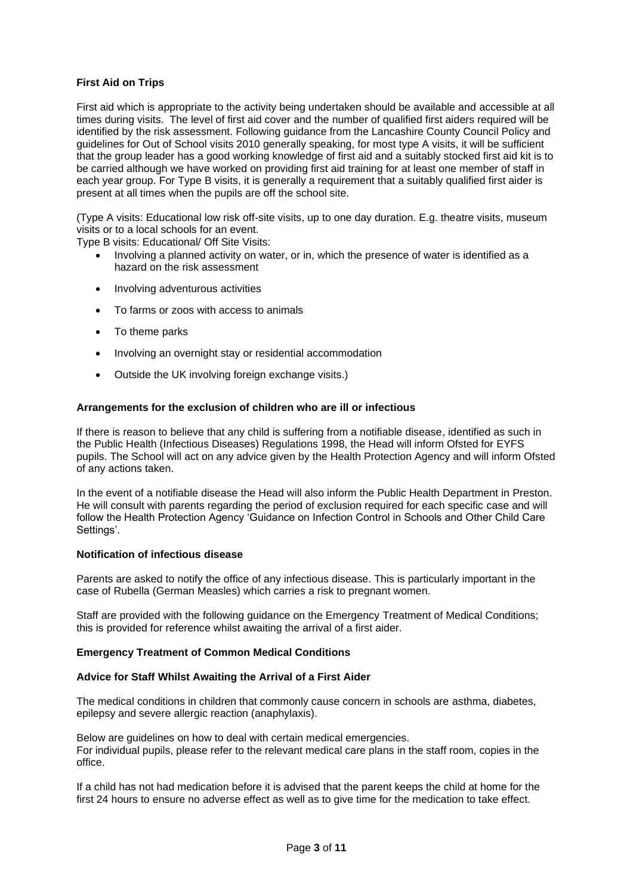**First Aid on Trips**

First aid which is appropriate to the activity being undertaken should be available and accessible at all times during visits. The level of first aid cover and the number of qualified first aiders required will be identified by the risk assessment. Following guidance from the Lancashire County Council Policy and guidelines for Out of School visits 2010 generally speaking, for most type A visits, it will be sufficient that the group leader has a good working knowledge of first aid and a suitably stocked first aid kit is to be carried although we have worked on providing first aid training for at least one member of staff in each year group. For Type B visits, it is generally a requirement that a suitably qualified first aider is present at all times when the pupils are off the school site.

(Type A visits: Educational low risk off-site visits, up to one day duration. E.g. theatre visits, museum visits or to a local schools for an event.

Type B visits: Educational/ Off Site Visits:

- Involving a planned activity on water, or in, which the presence of water is identified as a hazard on the risk assessment
- Involving adventurous activities
- To farms or zoos with access to animals
- To theme parks
- Involving an overnight stay or residential accommodation
- Outside the UK involving foreign exchange visits.)

**Arrangements for the exclusion of children who are ill or infectious**

If there is reason to believe that any child is suffering from a notifiable disease, identified as such in the Public Health (Infectious Diseases) Regulations 1998, the Head will inform Ofsted for EYFS pupils. The School will act on any advice given by the Health Protection Agency and will inform Ofsted of any actions taken.

In the event of a notifiable disease the Head will also inform the Public Health Department in Preston. He will consult with parents regarding the period of exclusion required for each specific case and will follow the Health Protection Agency 'Guidance on Infection Control in Schools and Other Child Care Settings'.

**Notification of infectious disease**

Parents are asked to notify the office of any infectious disease. This is particularly important in the case of Rubella (German Measles) which carries a risk to pregnant women.

Staff are provided with the following guidance on the Emergency Treatment of Medical Conditions; this is provided for reference whilst awaiting the arrival of a first aider.

**Emergency Treatment of Common Medical Conditions**

**Advice for Staff Whilst Awaiting the Arrival of a First Aider**

The medical conditions in children that commonly cause concern in schools are asthma, diabetes, epilepsy and severe allergic reaction (anaphylaxis).

Below are guidelines on how to deal with certain medical emergencies.
For individual pupils, please refer to the relevant medical care plans in the staff room, copies in the office.

If a child has not had medication before it is advised that the parent keeps the child at home for the first 24 hours to ensure no adverse effect as well as to give time for the medication to take effect.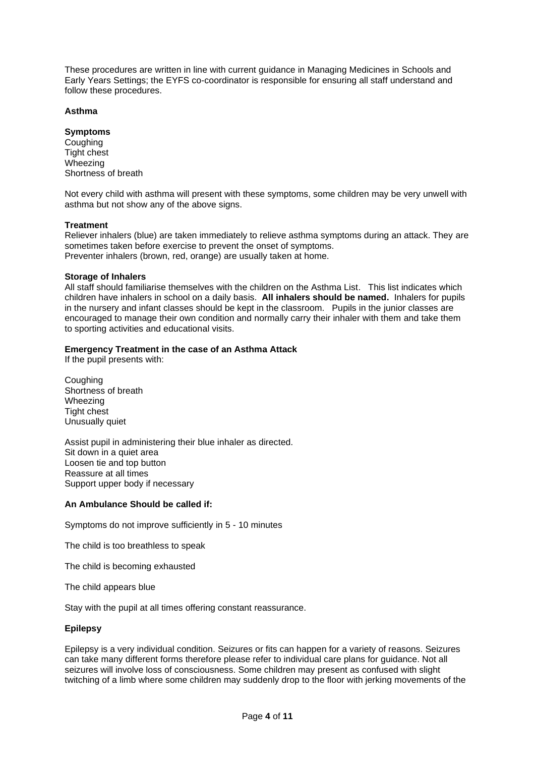These procedures are written in line with current guidance in Managing Medicines in Schools and Early Years Settings; the EYFS co-coordinator is responsible for ensuring all staff understand and follow these procedures.

**Asthma**

**Symptoms**
Coughing
Tight chest
Wheezing
Shortness of breath

Not every child with asthma will present with these symptoms, some children may be very unwell with asthma but not show any of the above signs.

**Treatment**
Reliever inhalers (blue) are taken immediately to relieve asthma symptoms during an attack. They are sometimes taken before exercise to prevent the onset of symptoms.
Preventer inhalers (brown, red, orange) are usually taken at home.

**Storage of Inhalers**
All staff should familiarise themselves with the children on the Asthma List. This list indicates which children have inhalers in school on a daily basis. **All inhalers should be named.** Inhalers for pupils in the nursery and infant classes should be kept in the classroom. Pupils in the junior classes are encouraged to manage their own condition and normally carry their inhaler with them and take them to sporting activities and educational visits.

**Emergency Treatment in the case of an Asthma Attack**
If the pupil presents with:

Coughing
Shortness of breath
Wheezing
Tight chest
Unusually quiet

Assist pupil in administering their blue inhaler as directed.
Sit down in a quiet area
Loosen tie and top button
Reassure at all times
Support upper body if necessary

**An Ambulance Should be called if:**

Symptoms do not improve sufficiently in 5 - 10 minutes

The child is too breathless to speak

The child is becoming exhausted

The child appears blue

Stay with the pupil at all times offering constant reassurance.

**Epilepsy**

Epilepsy is a very individual condition. Seizures or fits can happen for a variety of reasons. Seizures can take many different forms therefore please refer to individual care plans for guidance. Not all seizures will involve loss of consciousness. Some children may present as confused with slight twitching of a limb where some children may suddenly drop to the floor with jerking movements of the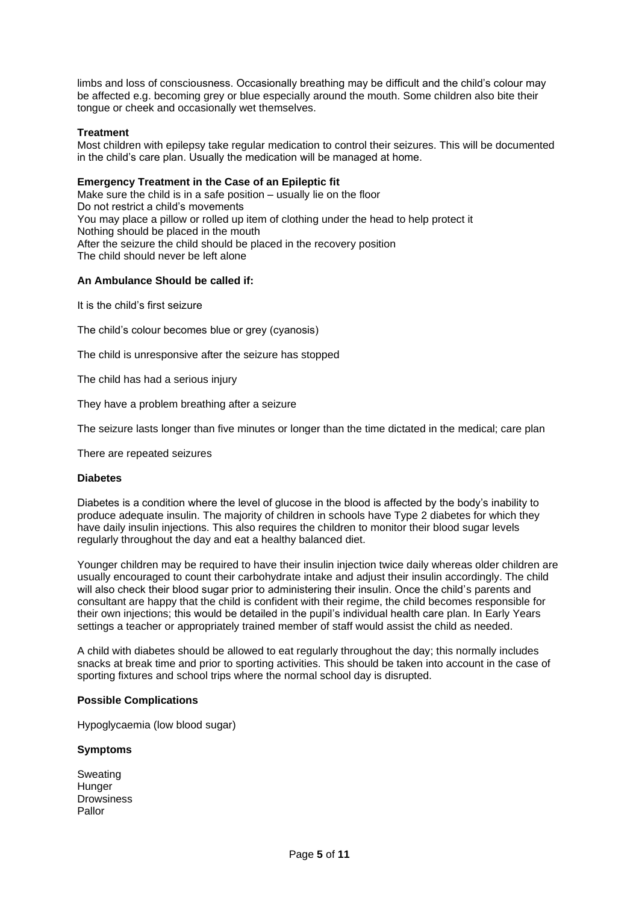limbs and loss of consciousness. Occasionally breathing may be difficult and the child's colour may be affected e.g. becoming grey or blue especially around the mouth. Some children also bite their tongue or cheek and occasionally wet themselves.

**Treatment**

Most children with epilepsy take regular medication to control their seizures. This will be documented in the child's care plan. Usually the medication will be managed at home.

**Emergency Treatment in the Case of an Epileptic fit**

Make sure the child is in a safe position – usually lie on the floor
Do not restrict a child's movements
You may place a pillow or rolled up item of clothing under the head to help protect it
Nothing should be placed in the mouth
After the seizure the child should be placed in the recovery position
The child should never be left alone

**An Ambulance Should be called if:**

It is the child's first seizure

The child's colour becomes blue or grey (cyanosis)

The child is unresponsive after the seizure has stopped

The child has had a serious injury

They have a problem breathing after a seizure

The seizure lasts longer than five minutes or longer than the time dictated in the medical; care plan

There are repeated seizures

**Diabetes**

Diabetes is a condition where the level of glucose in the blood is affected by the body's inability to produce adequate insulin. The majority of children in schools have Type 2 diabetes for which they have daily insulin injections. This also requires the children to monitor their blood sugar levels regularly throughout the day and eat a healthy balanced diet.

Younger children may be required to have their insulin injection twice daily whereas older children are usually encouraged to count their carbohydrate intake and adjust their insulin accordingly. The child will also check their blood sugar prior to administering their insulin. Once the child's parents and consultant are happy that the child is confident with their regime, the child becomes responsible for their own injections; this would be detailed in the pupil's individual health care plan. In Early Years settings a teacher or appropriately trained member of staff would assist the child as needed.

A child with diabetes should be allowed to eat regularly throughout the day; this normally includes snacks at break time and prior to sporting activities. This should be taken into account in the case of sporting fixtures and school trips where the normal school day is disrupted.

**Possible Complications**

Hypoglycaemia (low blood sugar)

**Symptoms**

Sweating
Hunger
Drowsiness
Pallor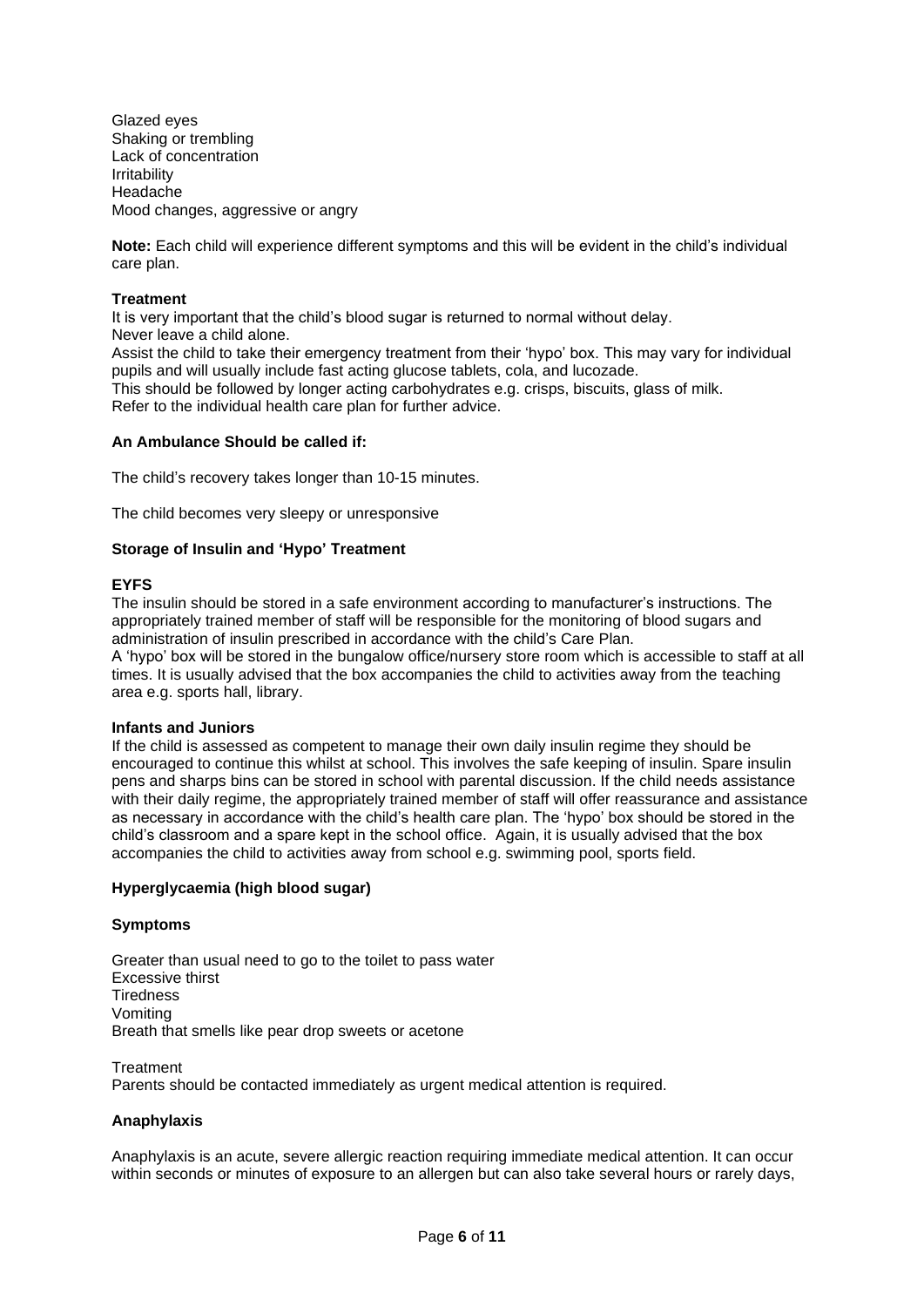Glazed eyes
Shaking or trembling
Lack of concentration
Irritability
Headache
Mood changes, aggressive or angry

**Note:** Each child will experience different symptoms and this will be evident in the child's individual care plan.

**Treatment**

It is very important that the child's blood sugar is returned to normal without delay.
Never leave a child alone.
Assist the child to take their emergency treatment from their 'hypo' box. This may vary for individual pupils and will usually include fast acting glucose tablets, cola, and lucozade.
This should be followed by longer acting carbohydrates e.g. crisps, biscuits, glass of milk.
Refer to the individual health care plan for further advice.

**An Ambulance Should be called if:**

The child's recovery takes longer than 10-15 minutes.

The child becomes very sleepy or unresponsive

**Storage of Insulin and 'Hypo' Treatment**

**EYFS**

The insulin should be stored in a safe environment according to manufacturer's instructions. The appropriately trained member of staff will be responsible for the monitoring of blood sugars and administration of insulin prescribed in accordance with the child's Care Plan.
A 'hypo' box will be stored in the bungalow office/nursery store room which is accessible to staff at all times. It is usually advised that the box accompanies the child to activities away from the teaching area e.g. sports hall, library.

**Infants and Juniors**

If the child is assessed as competent to manage their own daily insulin regime they should be encouraged to continue this whilst at school. This involves the safe keeping of insulin. Spare insulin pens and sharps bins can be stored in school with parental discussion. If the child needs assistance with their daily regime, the appropriately trained member of staff will offer reassurance and assistance as necessary in accordance with the child's health care plan. The 'hypo' box should be stored in the child's classroom and a spare kept in the school office. Again, it is usually advised that the box accompanies the child to activities away from school e.g. swimming pool, sports field.

**Hyperglycaemia (high blood sugar)**

**Symptoms**

Greater than usual need to go to the toilet to pass water
Excessive thirst
Tiredness
Vomiting
Breath that smells like pear drop sweets or acetone

Treatment
Parents should be contacted immediately as urgent medical attention is required.

**Anaphylaxis**

Anaphylaxis is an acute, severe allergic reaction requiring immediate medical attention. It can occur within seconds or minutes of exposure to an allergen but can also take several hours or rarely days,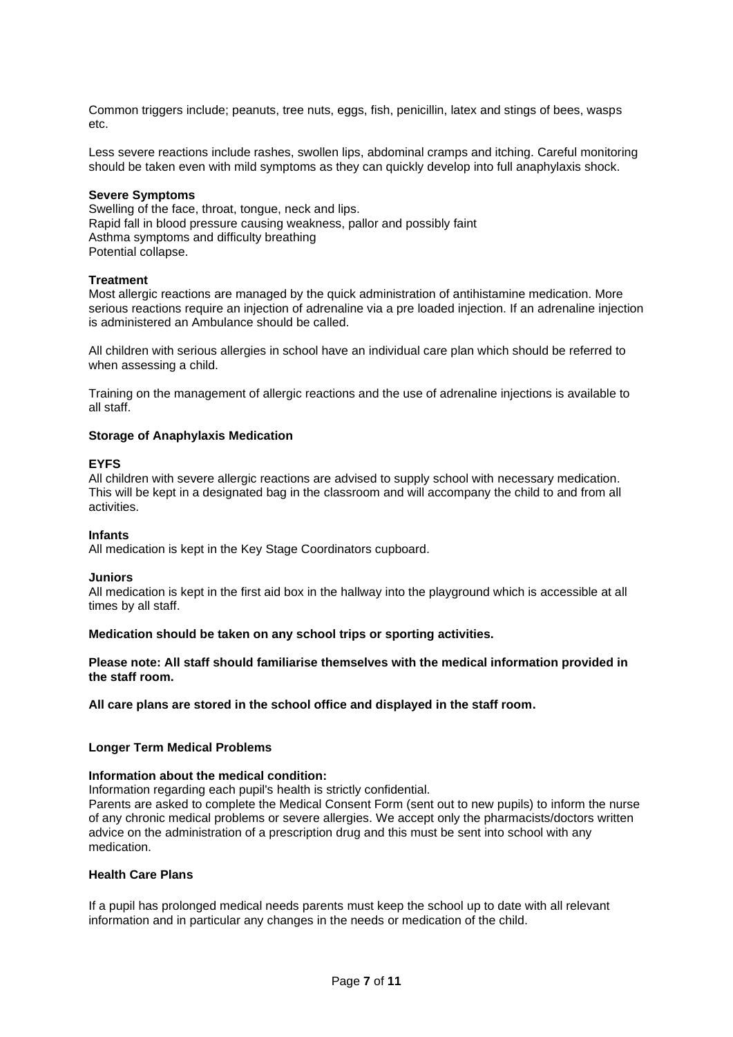Common triggers include; peanuts, tree nuts, eggs, fish, penicillin, latex and stings of bees, wasps etc.

Less severe reactions include rashes, swollen lips, abdominal cramps and itching. Careful monitoring should be taken even with mild symptoms as they can quickly develop into full anaphylaxis shock.

**Severe Symptoms**

Swelling of the face, throat, tongue, neck and lips.
Rapid fall in blood pressure causing weakness, pallor and possibly faint
Asthma symptoms and difficulty breathing
Potential collapse.

**Treatment**

Most allergic reactions are managed by the quick administration of antihistamine medication. More serious reactions require an injection of adrenaline via a pre loaded injection. If an adrenaline injection is administered an Ambulance should be called.

All children with serious allergies in school have an individual care plan which should be referred to when assessing a child.

Training on the management of allergic reactions and the use of adrenaline injections is available to all staff.

**Storage of Anaphylaxis Medication**

**EYFS**

All children with severe allergic reactions are advised to supply school with necessary medication. This will be kept in a designated bag in the classroom and will accompany the child to and from all activities.

**Infants**

All medication is kept in the Key Stage Coordinators cupboard.

**Juniors**

All medication is kept in the first aid box in the hallway into the playground which is accessible at all times by all staff.

**Medication should be taken on any school trips or sporting activities.**

**Please note: All staff should familiarise themselves with the medical information provided in the staff room.**

**All care plans are stored in the school office and displayed in the staff room.**

**Longer Term Medical Problems**

**Information about the medical condition:**

Information regarding each pupil's health is strictly confidential.
Parents are asked to complete the Medical Consent Form (sent out to new pupils) to inform the nurse of any chronic medical problems or severe allergies. We accept only the pharmacists/doctors written advice on the administration of a prescription drug and this must be sent into school with any medication.

**Health Care Plans**

If a pupil has prolonged medical needs parents must keep the school up to date with all relevant information and in particular any changes in the needs or medication of the child.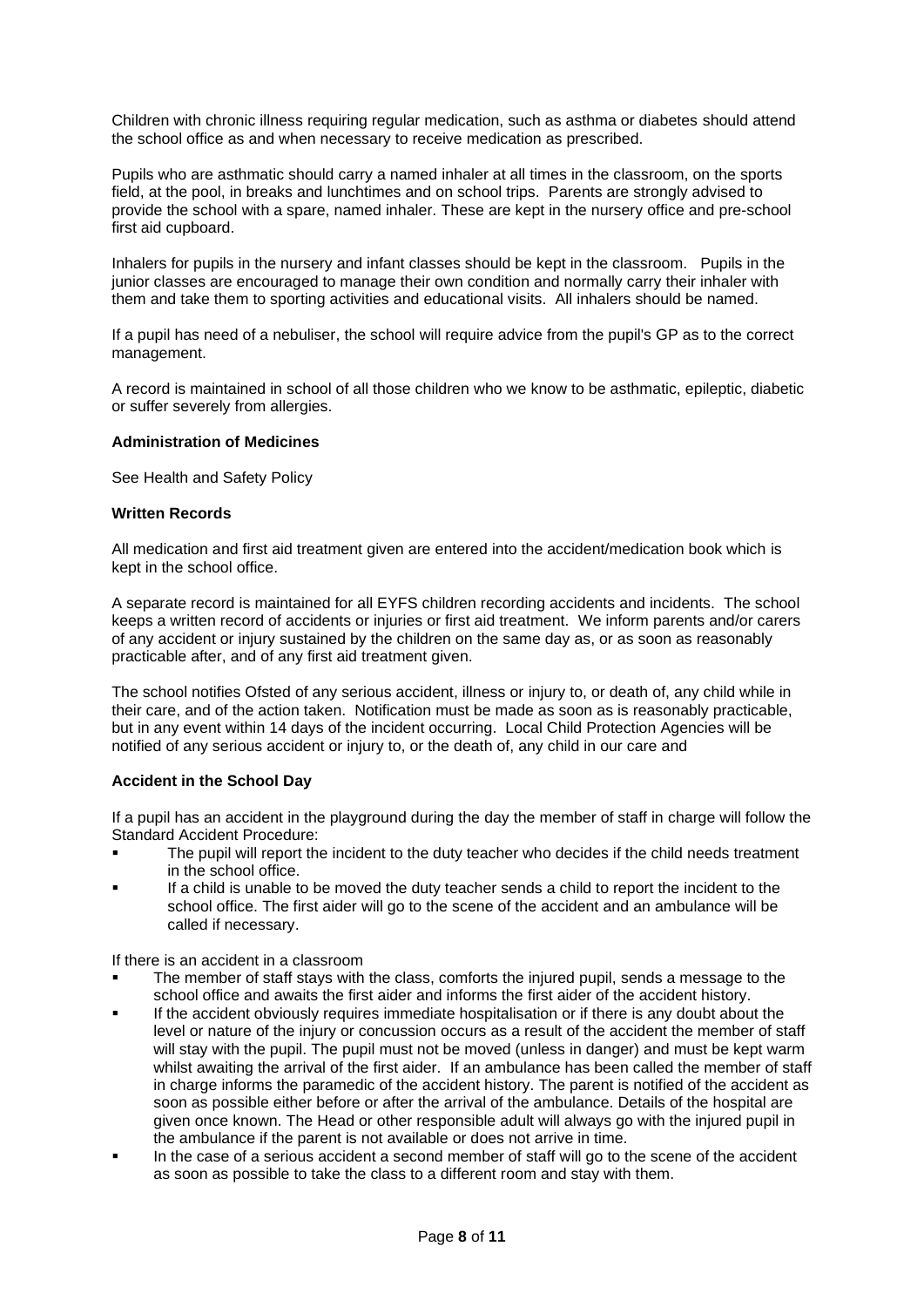Children with chronic illness requiring regular medication, such as asthma or diabetes should attend the school office as and when necessary to receive medication as prescribed.

Pupils who are asthmatic should carry a named inhaler at all times in the classroom, on the sports field, at the pool, in breaks and lunchtimes and on school trips. Parents are strongly advised to provide the school with a spare, named inhaler. These are kept in the nursery office and pre-school first aid cupboard.

Inhalers for pupils in the nursery and infant classes should be kept in the classroom. Pupils in the junior classes are encouraged to manage their own condition and normally carry their inhaler with them and take them to sporting activities and educational visits. All inhalers should be named.

If a pupil has need of a nebuliser, the school will require advice from the pupil's GP as to the correct management.

A record is maintained in school of all those children who we know to be asthmatic, epileptic, diabetic or suffer severely from allergies.

**Administration of Medicines**

See Health and Safety Policy

**Written Records**

All medication and first aid treatment given are entered into the accident/medication book which is kept in the school office.

A separate record is maintained for all EYFS children recording accidents and incidents. The school keeps a written record of accidents or injuries or first aid treatment. We inform parents and/or carers of any accident or injury sustained by the children on the same day as, or as soon as reasonably practicable after, and of any first aid treatment given.

The school notifies Ofsted of any serious accident, illness or injury to, or death of, any child while in their care, and of the action taken. Notification must be made as soon as is reasonably practicable, but in any event within 14 days of the incident occurring. Local Child Protection Agencies will be notified of any serious accident or injury to, or the death of, any child in our care and

**Accident in the School Day**

If a pupil has an accident in the playground during the day the member of staff in charge will follow the Standard Accident Procedure:

- The pupil will report the incident to the duty teacher who decides if the child needs treatment in the school office.
- If a child is unable to be moved the duty teacher sends a child to report the incident to the school office. The first aider will go to the scene of the accident and an ambulance will be called if necessary.

If there is an accident in a classroom

- The member of staff stays with the class, comforts the injured pupil, sends a message to the school office and awaits the first aider and informs the first aider of the accident history.
- If the accident obviously requires immediate hospitalisation or if there is any doubt about the level or nature of the injury or concussion occurs as a result of the accident the member of staff will stay with the pupil. The pupil must not be moved (unless in danger) and must be kept warm whilst awaiting the arrival of the first aider. If an ambulance has been called the member of staff in charge informs the paramedic of the accident history. The parent is notified of the accident as soon as possible either before or after the arrival of the ambulance. Details of the hospital are given once known. The Head or other responsible adult will always go with the injured pupil in the ambulance if the parent is not available or does not arrive in time.
- In the case of a serious accident a second member of staff will go to the scene of the accident as soon as possible to take the class to a different room and stay with them.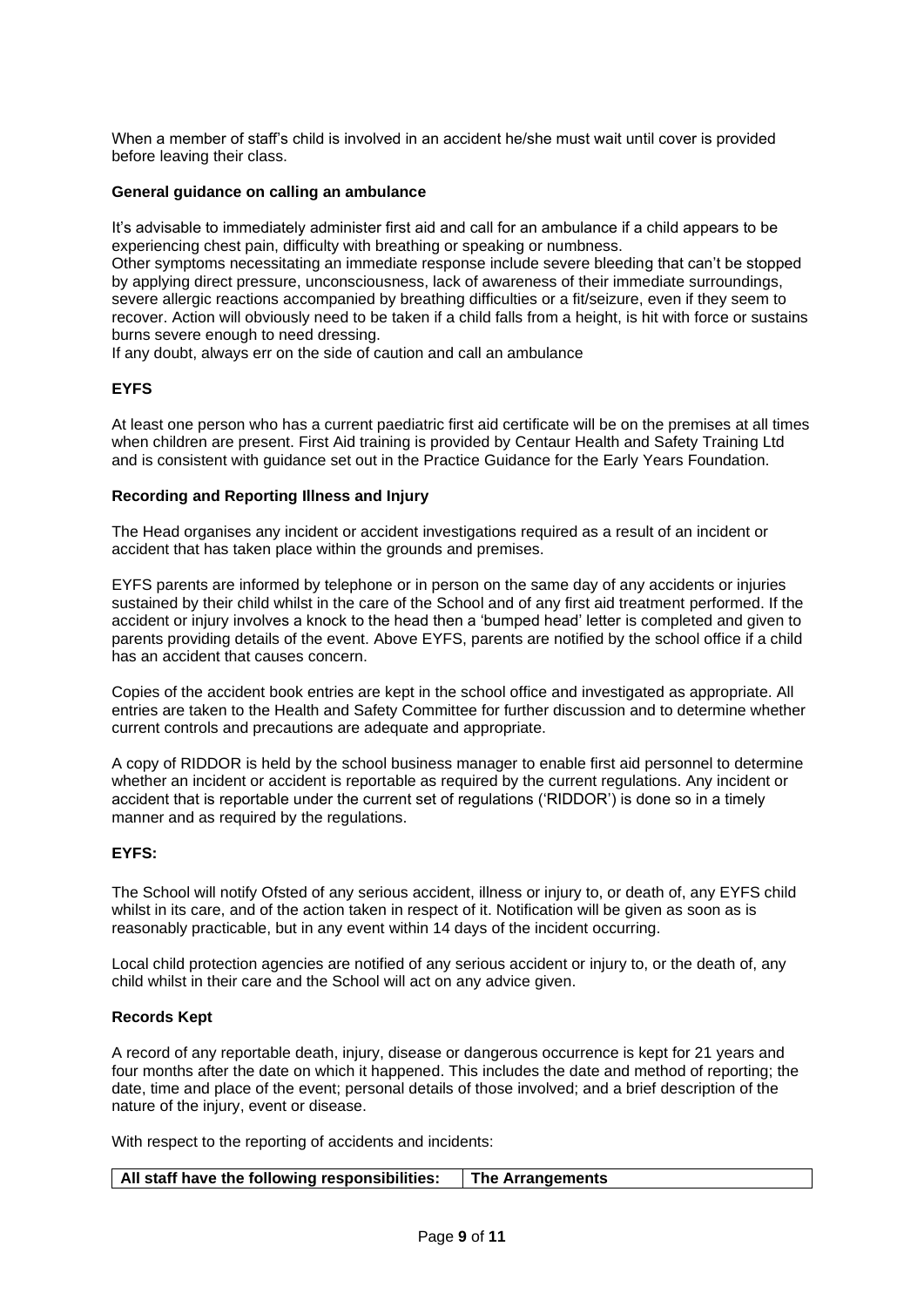When a member of staff's child is involved in an accident he/she must wait until cover is provided before leaving their class.

**General guidance on calling an ambulance**

It's advisable to immediately administer first aid and call for an ambulance if a child appears to be experiencing chest pain, difficulty with breathing or speaking or numbness.
Other symptoms necessitating an immediate response include severe bleeding that can't be stopped by applying direct pressure, unconsciousness, lack of awareness of their immediate surroundings, severe allergic reactions accompanied by breathing difficulties or a fit/seizure, even if they seem to recover. Action will obviously need to be taken if a child falls from a height, is hit with force or sustains burns severe enough to need dressing.
If any doubt, always err on the side of caution and call an ambulance

**EYFS**

At least one person who has a current paediatric first aid certificate will be on the premises at all times when children are present. First Aid training is provided by Centaur Health and Safety Training Ltd and is consistent with guidance set out in the Practice Guidance for the Early Years Foundation.

**Recording and Reporting Illness and Injury**

The Head organises any incident or accident investigations required as a result of an incident or accident that has taken place within the grounds and premises.

EYFS parents are informed by telephone or in person on the same day of any accidents or injuries sustained by their child whilst in the care of the School and of any first aid treatment performed. If the accident or injury involves a knock to the head then a 'bumped head' letter is completed and given to parents providing details of the event. Above EYFS, parents are notified by the school office if a child has an accident that causes concern.

Copies of the accident book entries are kept in the school office and investigated as appropriate. All entries are taken to the Health and Safety Committee for further discussion and to determine whether current controls and precautions are adequate and appropriate.

A copy of RIDDOR is held by the school business manager to enable first aid personnel to determine whether an incident or accident is reportable as required by the current regulations. Any incident or accident that is reportable under the current set of regulations ('RIDDOR') is done so in a timely manner and as required by the regulations.

**EYFS:**

The School will notify Ofsted of any serious accident, illness or injury to, or death of, any EYFS child whilst in its care, and of the action taken in respect of it. Notification will be given as soon as is reasonably practicable, but in any event within 14 days of the incident occurring.

Local child protection agencies are notified of any serious accident or injury to, or the death of, any child whilst in their care and the School will act on any advice given.

**Records Kept**

A record of any reportable death, injury, disease or dangerous occurrence is kept for 21 years and four months after the date on which it happened. This includes the date and method of reporting; the date, time and place of the event; personal details of those involved; and a brief description of the nature of the injury, event or disease.

With respect to the reporting of accidents and incidents:

| All staff have the following responsibilities: | The Arrangements |
|---|---|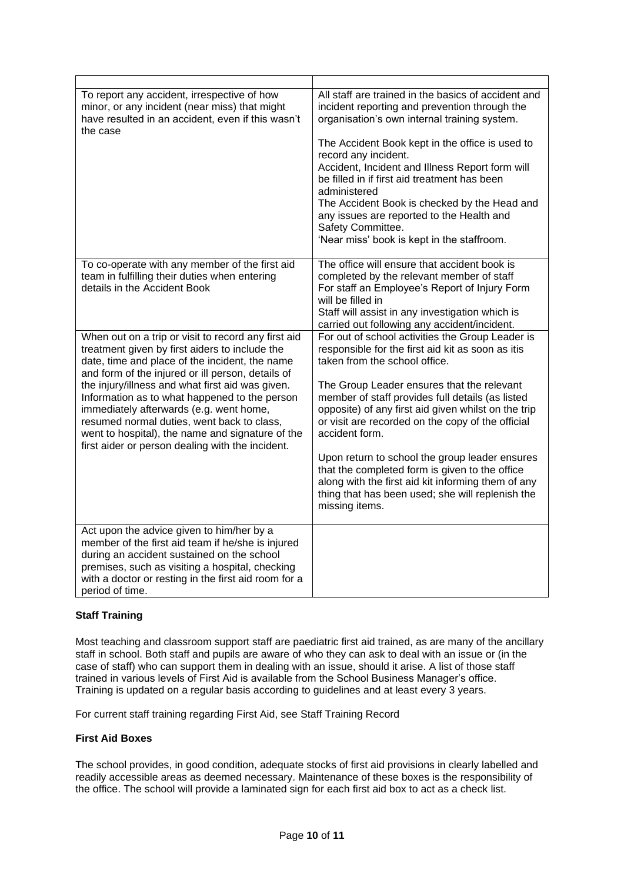| | |
|---|---|
| To report any accident, irrespective of how minor, or any incident (near miss) that might have resulted in an accident, even if this wasn't the case | All staff are trained in the basics of accident and incident reporting and prevention through the organisation's own internal training system.<br><br>The Accident Book kept in the office is used to record any incident.<br>Accident, Incident and Illness Report form will be filled in if first aid treatment has been administered<br>The Accident Book is checked by the Head and any issues are reported to the Health and Safety Committee.<br>'Near miss' book is kept in the staffroom. |
| To co-operate with any member of the first aid team in fulfilling their duties when entering details in the Accident Book | The office will ensure that accident book is completed by the relevant member of staff<br>For staff an Employee's Report of Injury Form will be filled in<br>Staff will assist in any investigation which is carried out following any accident/incident. |
| When out on a trip or visit to record any first aid treatment given by first aiders to include the date, time and place of the incident, the name and form of the injured or ill person, details of the injury/illness and what first aid was given. Information as to what happened to the person immediately afterwards (e.g. went home, resumed normal duties, went back to class, went to hospital), the name and signature of the first aider or person dealing with the incident. | For out of school activities the Group Leader is responsible for the first aid kit as soon as itis taken from the school office.<br><br>The Group Leader ensures that the relevant member of staff provides full details (as listed opposite) of any first aid given whilst on the trip or visit are recorded on the copy of the official accident form.<br><br>Upon return to school the group leader ensures that the completed form is given to the office along with the first aid kit informing them of any thing that has been used; she will replenish the missing items. |
| Act upon the advice given to him/her by a member of the first aid team if he/she is injured during an accident sustained on the school premises, such as visiting a hospital, checking with a doctor or resting in the first aid room for a period of time. | |

**Staff Training**

Most teaching and classroom support staff are paediatric first aid trained, as are many of the ancillary staff in school. Both staff and pupils are aware of who they can ask to deal with an issue or (in the case of staff) who can support them in dealing with an issue, should it arise. A list of those staff trained in various levels of First Aid is available from the School Business Manager's office. Training is updated on a regular basis according to guidelines and at least every 3 years.

For current staff training regarding First Aid, see Staff Training Record

**First Aid Boxes**

The school provides, in good condition, adequate stocks of first aid provisions in clearly labelled and readily accessible areas as deemed necessary. Maintenance of these boxes is the responsibility of the office. The school will provide a laminated sign for each first aid box to act as a check list.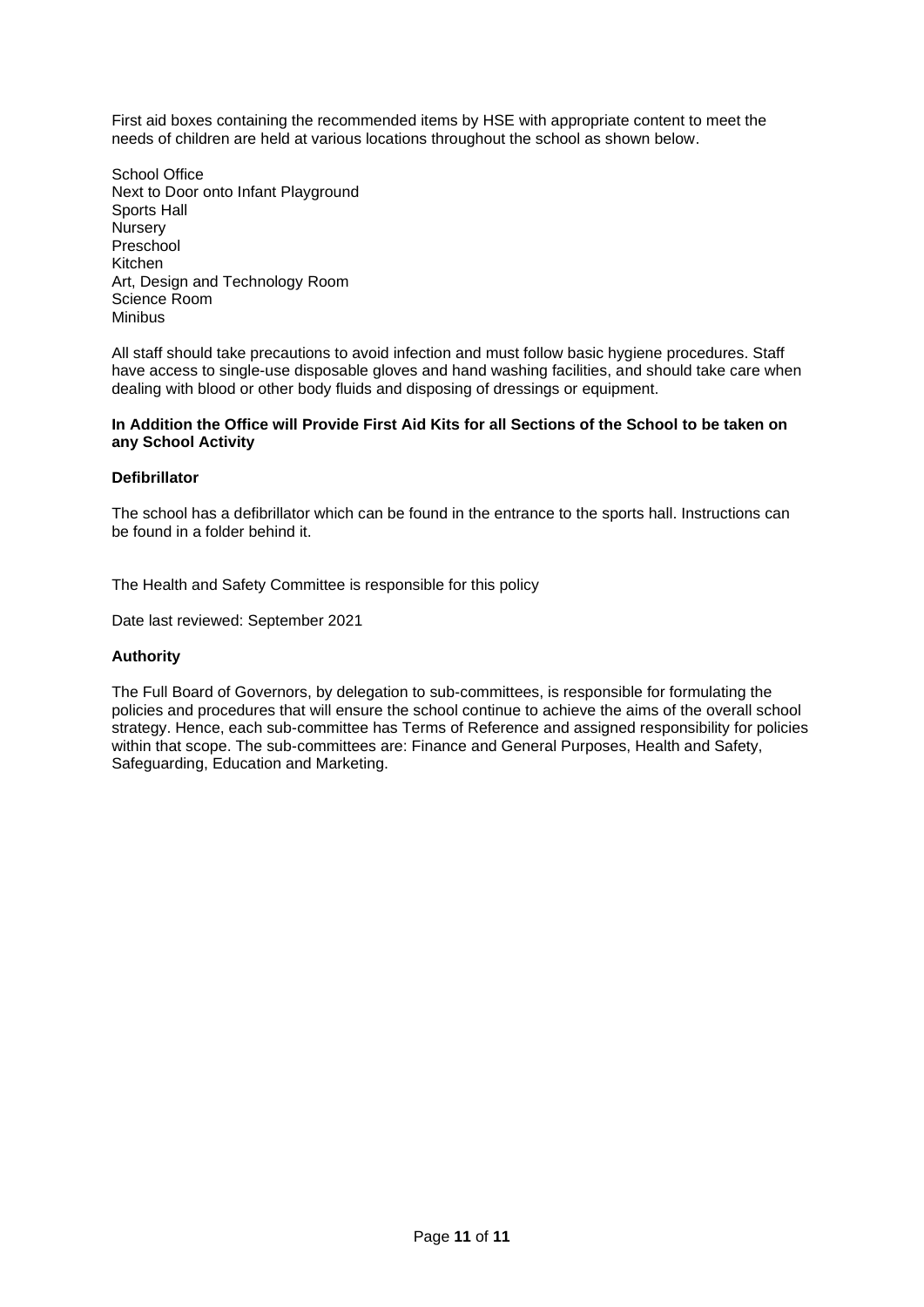First aid boxes containing the recommended items by HSE with appropriate content to meet the needs of children are held at various locations throughout the school as shown below.

School Office
Next to Door onto Infant Playground
Sports Hall
Nursery
Preschool
Kitchen
Art, Design and Technology Room
Science Room
Minibus

All staff should take precautions to avoid infection and must follow basic hygiene procedures. Staff have access to single-use disposable gloves and hand washing facilities, and should take care when dealing with blood or other body fluids and disposing of dressings or equipment.

**In Addition the Office will Provide First Aid Kits for all Sections of the School to be taken on any School Activity**

**Defibrillator**

The school has a defibrillator which can be found in the entrance to the sports hall. Instructions can be found in a folder behind it.

The Health and Safety Committee is responsible for this policy

Date last reviewed: September 2021

**Authority**

The Full Board of Governors, by delegation to sub-committees, is responsible for formulating the policies and procedures that will ensure the school continue to achieve the aims of the overall school strategy. Hence, each sub-committee has Terms of Reference and assigned responsibility for policies within that scope. The sub-committees are: Finance and General Purposes, Health and Safety, Safeguarding, Education and Marketing.